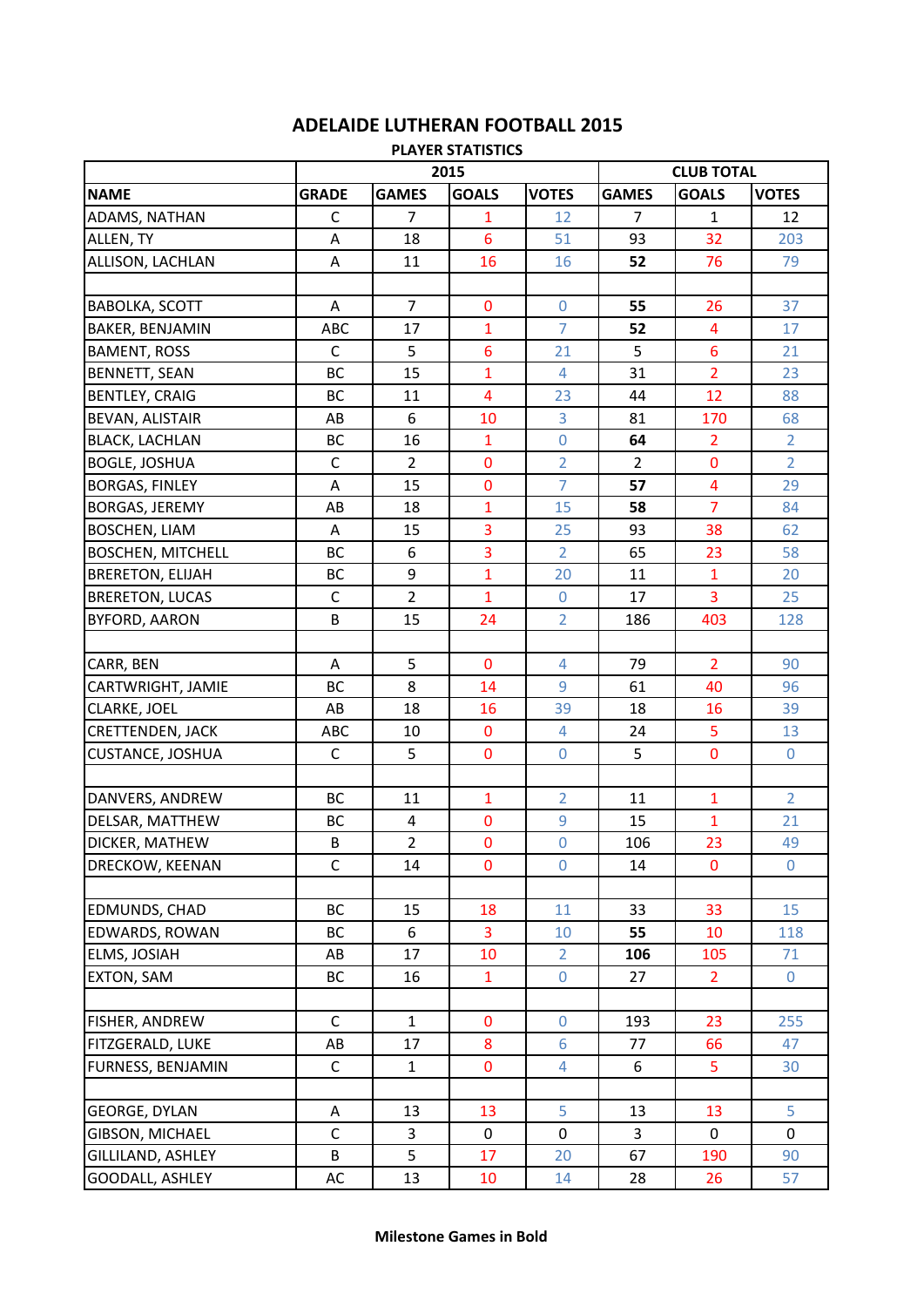# ADELAIDE LUTHERAN FOOTBALL 2015

## PLAYER STATISTICS

| | 2015 | | | | CLUB TOTAL | | |
|---|---|---|---|---|---|---|---|
| **NAME** | **GRADE** | **GAMES** | **GOALS** | **VOTES** | **GAMES** | **GOALS** | **VOTES** |
| ADAMS, NATHAN | C | 7 | 1 | 12 | 7 | 1 | 12 |
| ALLEN, TY | A | 18 | 6 | 51 | 93 | 32 | 203 |
| ALLISON, LACHLAN | A | 11 | 16 | 16 | **52** | 76 | 79 |
| | | | | | | | |
| BABOLKA, SCOTT | A | 7 | 0 | 0 | **55** | 26 | 37 |
| BAKER, BENJAMIN | ABC | 17 | 1 | 7 | **52** | 4 | 17 |
| BAMENT, ROSS | C | 5 | 6 | 21 | 5 | 6 | 21 |
| BENNETT, SEAN | BC | 15 | 1 | 4 | 31 | 2 | 23 |
| BENTLEY, CRAIG | BC | 11 | 4 | 23 | 44 | 12 | 88 |
| BEVAN, ALISTAIR | AB | 6 | 10 | 3 | 81 | 170 | 68 |
| BLACK, LACHLAN | BC | 16 | 1 | 0 | **64** | 2 | 2 |
| BOGLE, JOSHUA | C | 2 | 0 | 2 | 2 | 0 | 2 |
| BORGAS, FINLEY | A | 15 | 0 | 7 | **57** | 4 | 29 |
| BORGAS, JEREMY | AB | 18 | 1 | 15 | **58** | 7 | 84 |
| BOSCHEN, LIAM | A | 15 | 3 | 25 | 93 | 38 | 62 |
| BOSCHEN, MITCHELL | BC | 6 | 3 | 2 | 65 | 23 | 58 |
| BRERETON, ELIJAH | BC | 9 | 1 | 20 | 11 | 1 | 20 |
| BRERETON, LUCAS | C | 2 | 1 | 0 | 17 | 3 | 25 |
| BYFORD, AARON | B | 15 | 24 | 2 | 186 | 403 | 128 |
| | | | | | | | |
| CARR, BEN | A | 5 | 0 | 4 | 79 | 2 | 90 |
| CARTWRIGHT, JAMIE | BC | 8 | 14 | 9 | 61 | 40 | 96 |
| CLARKE, JOEL | AB | 18 | 16 | 39 | 18 | 16 | 39 |
| CRETTENDEN, JACK | ABC | 10 | 0 | 4 | 24 | 5 | 13 |
| CUSTANCE, JOSHUA | C | 5 | 0 | 0 | 5 | 0 | 0 |
| | | | | | | | |
| DANVERS, ANDREW | BC | 11 | 1 | 2 | 11 | 1 | 2 |
| DELSAR, MATTHEW | BC | 4 | 0 | 9 | 15 | 1 | 21 |
| DICKER, MATHEW | B | 2 | 0 | 0 | 106 | 23 | 49 |
| DRECKOW, KEENAN | C | 14 | 0 | 0 | 14 | 0 | 0 |
| | | | | | | | |
| EDMUNDS, CHAD | BC | 15 | 18 | 11 | 33 | 33 | 15 |
| EDWARDS, ROWAN | BC | 6 | 3 | 10 | **55** | 10 | 118 |
| ELMS, JOSIAH | AB | 17 | 10 | 2 | **106** | 105 | 71 |
| EXTON, SAM | BC | 16 | 1 | 0 | 27 | 2 | 0 |
| | | | | | | | |
| FISHER, ANDREW | C | 1 | 0 | 0 | 193 | 23 | 255 |
| FITZGERALD, LUKE | AB | 17 | 8 | 6 | 77 | 66 | 47 |
| FURNESS, BENJAMIN | C | 1 | 0 | 4 | 6 | 5 | 30 |
| | | | | | | | |
| GEORGE, DYLAN | A | 13 | 13 | 5 | 13 | 13 | 5 |
| GIBSON, MICHAEL | C | 3 | 0 | 0 | 3 | 0 | 0 |
| GILLILAND, ASHLEY | B | 5 | 17 | 20 | 67 | 190 | 90 |
| GOODALL, ASHLEY | AC | 13 | 10 | 14 | 28 | 26 | 57 |

**Milestone Games in Bold**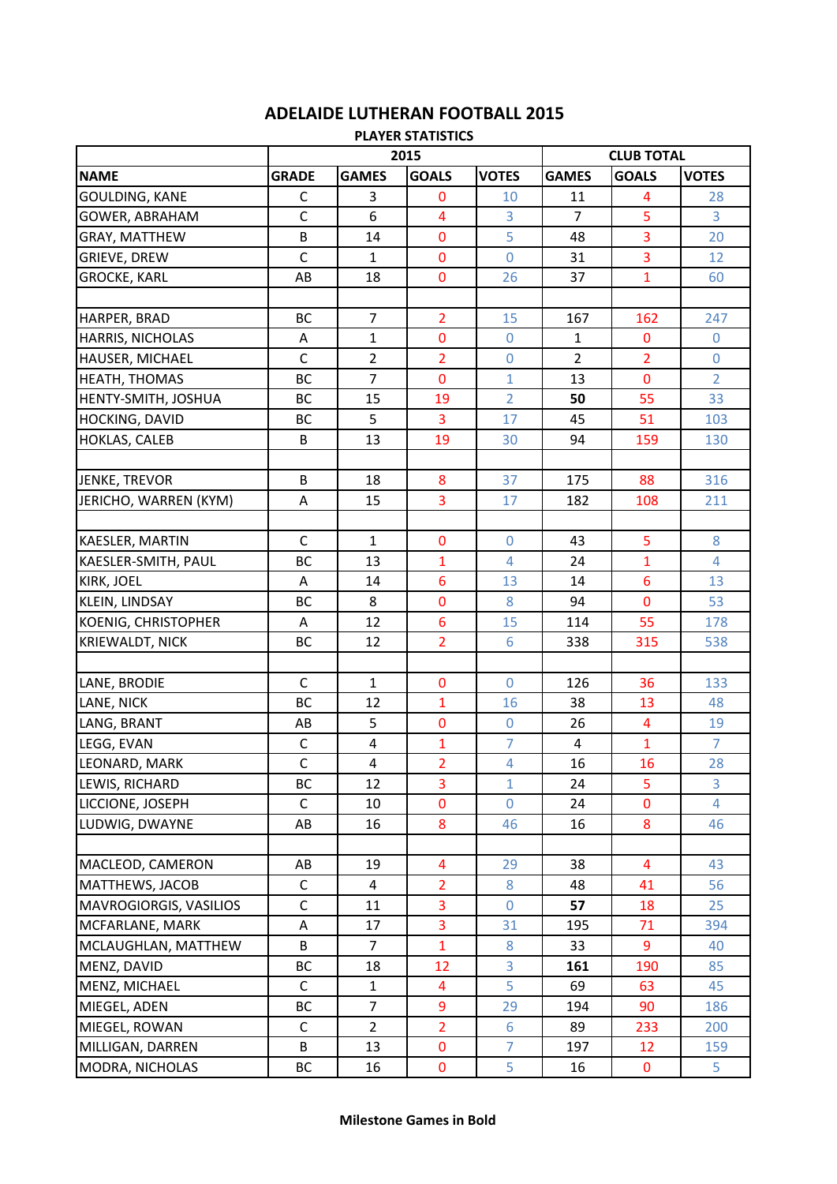# ADELAIDE LUTHERAN FOOTBALL 2015

## PLAYER STATISTICS

| | 2015 | | | | CLUB TOTAL | | |
|---|---|---|---|---|---|---|---|
| **NAME** | **GRADE** | **GAMES** | **GOALS** | **VOTES** | **GAMES** | **GOALS** | **VOTES** |
| GOULDING, KANE | C | 3 | 0 | 10 | 11 | 4 | 28 |
| GOWER, ABRAHAM | C | 6 | 4 | 3 | 7 | 5 | 3 |
| GRAY, MATTHEW | B | 14 | 0 | 5 | 48 | 3 | 20 |
| GRIEVE, DREW | C | 1 | 0 | 0 | 31 | 3 | 12 |
| GROCKE, KARL | AB | 18 | 0 | 26 | 37 | 1 | 60 |
| | | | | | | | |
| HARPER, BRAD | BC | 7 | 2 | 15 | 167 | 162 | 247 |
| HARRIS, NICHOLAS | A | 1 | 0 | 0 | 1 | 0 | 0 |
| HAUSER, MICHAEL | C | 2 | 2 | 0 | 2 | 2 | 0 |
| HEATH, THOMAS | BC | 7 | 0 | 1 | 13 | 0 | 2 |
| HENTY-SMITH, JOSHUA | BC | 15 | 19 | 2 | **50** | 55 | 33 |
| HOCKING, DAVID | BC | 5 | 3 | 17 | 45 | 51 | 103 |
| HOKLAS, CALEB | B | 13 | 19 | 30 | 94 | 159 | 130 |
| | | | | | | | |
| JENKE, TREVOR | B | 18 | 8 | 37 | 175 | 88 | 316 |
| JERICHO, WARREN (KYM) | A | 15 | 3 | 17 | 182 | 108 | 211 |
| | | | | | | | |
| KAESLER, MARTIN | C | 1 | 0 | 0 | 43 | 5 | 8 |
| KAESLER-SMITH, PAUL | BC | 13 | 1 | 4 | 24 | 1 | 4 |
| KIRK, JOEL | A | 14 | 6 | 13 | 14 | 6 | 13 |
| KLEIN, LINDSAY | BC | 8 | 0 | 8 | 94 | 0 | 53 |
| KOENIG, CHRISTOPHER | A | 12 | 6 | 15 | 114 | 55 | 178 |
| KRIEWALDT, NICK | BC | 12 | 2 | 6 | 338 | 315 | 538 |
| | | | | | | | |
| LANE, BRODIE | C | 1 | 0 | 0 | 126 | 36 | 133 |
| LANE, NICK | BC | 12 | 1 | 16 | 38 | 13 | 48 |
| LANG, BRANT | AB | 5 | 0 | 0 | 26 | 4 | 19 |
| LEGG, EVAN | C | 4 | 1 | 7 | 4 | 1 | 7 |
| LEONARD, MARK | C | 4 | 2 | 4 | 16 | 16 | 28 |
| LEWIS, RICHARD | BC | 12 | 3 | 1 | 24 | 5 | 3 |
| LICCIONE, JOSEPH | C | 10 | 0 | 0 | 24 | 0 | 4 |
| LUDWIG, DWAYNE | AB | 16 | 8 | 46 | 16 | 8 | 46 |
| | | | | | | | |
| MACLEOD, CAMERON | AB | 19 | 4 | 29 | 38 | 4 | 43 |
| MATTHEWS, JACOB | C | 4 | 2 | 8 | 48 | 41 | 56 |
| MAVROGIORGIS, VASILIOS | C | 11 | 3 | 0 | **57** | 18 | 25 |
| MCFARLANE, MARK | A | 17 | 3 | 31 | 195 | 71 | 394 |
| MCLAUGHLAN, MATTHEW | B | 7 | 1 | 8 | 33 | 9 | 40 |
| MENZ, DAVID | BC | 18 | 12 | 3 | **161** | 190 | 85 |
| MENZ, MICHAEL | C | 1 | 4 | 5 | 69 | 63 | 45 |
| MIEGEL, ADEN | BC | 7 | 9 | 29 | 194 | 90 | 186 |
| MIEGEL, ROWAN | C | 2 | 2 | 6 | 89 | 233 | 200 |
| MILLIGAN, DARREN | B | 13 | 0 | 7 | 197 | 12 | 159 |
| MODRA, NICHOLAS | BC | 16 | 0 | 5 | 16 | 0 | 5 |

**Milestone Games in Bold**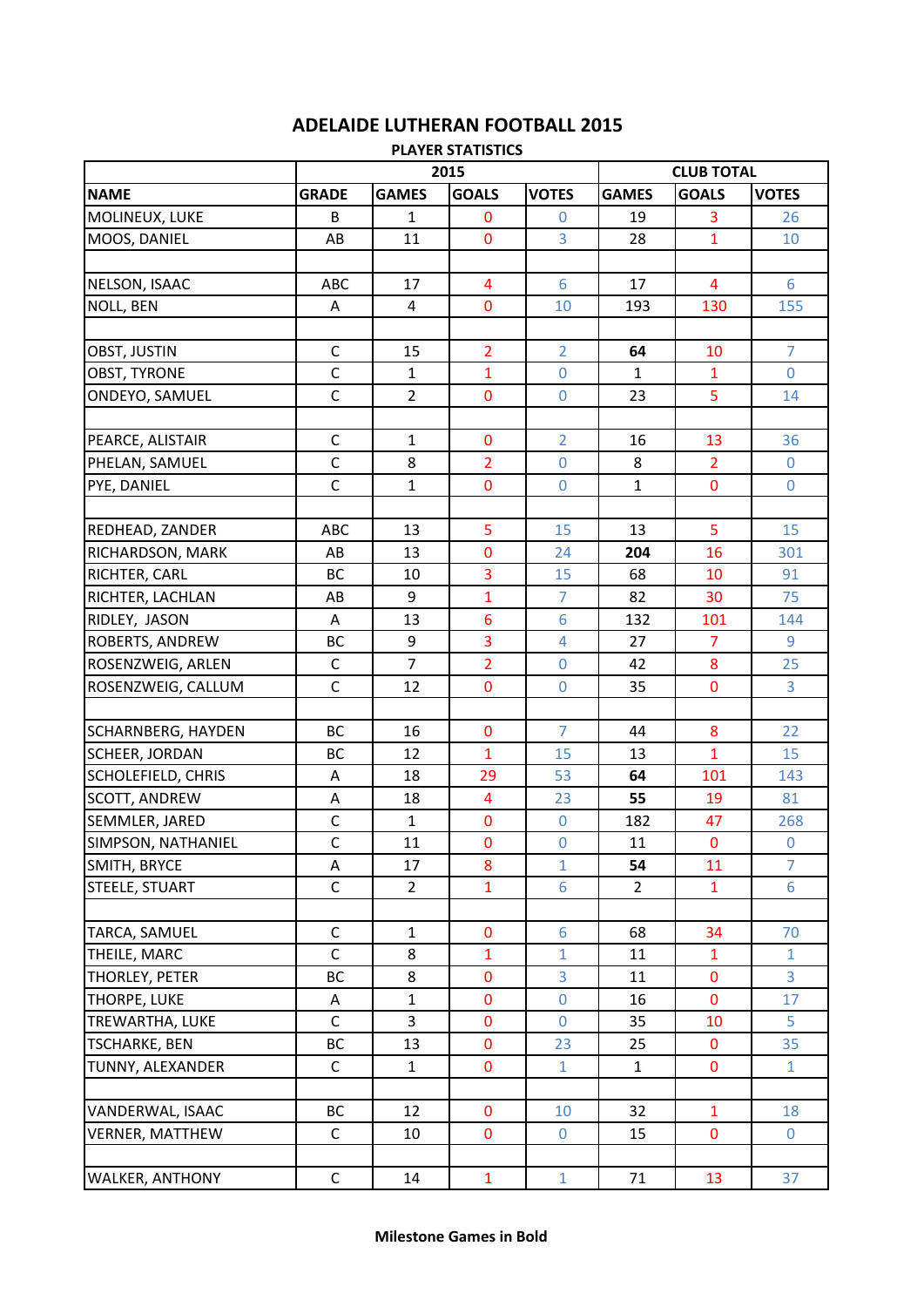# ADELAIDE LUTHERAN FOOTBALL 2015

### PLAYER STATISTICS

| | 2015 | | | | CLUB TOTAL | | |
|---|---|---|---|---|---|---|---|
| **NAME** | **GRADE** | **GAMES** | **GOALS** | **VOTES** | **GAMES** | **GOALS** | **VOTES** |
| MOLINEUX, LUKE | B | 1 | 0 | 0 | 19 | 3 | 26 |
| MOOS, DANIEL | AB | 11 | 0 | 3 | 28 | 1 | 10 |
| | | | | | | | |
| NELSON, ISAAC | ABC | 17 | 4 | 6 | 17 | 4 | 6 |
| NOLL, BEN | A | 4 | 0 | 10 | 193 | 130 | 155 |
| | | | | | | | |
| OBST, JUSTIN | C | 15 | 2 | 2 | **64** | 10 | 7 |
| OBST, TYRONE | C | 1 | 1 | 0 | 1 | 1 | 0 |
| ONDEYO, SAMUEL | C | 2 | 0 | 0 | 23 | 5 | 14 |
| | | | | | | | |
| PEARCE, ALISTAIR | C | 1 | 0 | 2 | 16 | 13 | 36 |
| PHELAN, SAMUEL | C | 8 | 2 | 0 | 8 | 2 | 0 |
| PYE, DANIEL | C | 1 | 0 | 0 | 1 | 0 | 0 |
| | | | | | | | |
| REDHEAD, ZANDER | ABC | 13 | 5 | 15 | 13 | 5 | 15 |
| RICHARDSON, MARK | AB | 13 | 0 | 24 | **204** | 16 | 301 |
| RICHTER, CARL | BC | 10 | 3 | 15 | 68 | 10 | 91 |
| RICHTER, LACHLAN | AB | 9 | 1 | 7 | 82 | 30 | 75 |
| RIDLEY, JASON | A | 13 | 6 | 6 | 132 | 101 | 144 |
| ROBERTS, ANDREW | BC | 9 | 3 | 4 | 27 | 7 | 9 |
| ROSENZWEIG, ARLEN | C | 7 | 2 | 0 | 42 | 8 | 25 |
| ROSENZWEIG, CALLUM | C | 12 | 0 | 0 | 35 | 0 | 3 |
| | | | | | | | |
| SCHARNBERG, HAYDEN | BC | 16 | 0 | 7 | 44 | 8 | 22 |
| SCHEER, JORDAN | BC | 12 | 1 | 15 | 13 | 1 | 15 |
| SCHOLEFIELD, CHRIS | A | 18 | 29 | 53 | **64** | 101 | 143 |
| SCOTT, ANDREW | A | 18 | 4 | 23 | **55** | 19 | 81 |
| SEMMLER, JARED | C | 1 | 0 | 0 | 182 | 47 | 268 |
| SIMPSON, NATHANIEL | C | 11 | 0 | 0 | 11 | 0 | 0 |
| SMITH, BRYCE | A | 17 | 8 | 1 | **54** | 11 | 7 |
| STEELE, STUART | C | 2 | 1 | 6 | 2 | 1 | 6 |
| | | | | | | | |
| TARCA, SAMUEL | C | 1 | 0 | 6 | 68 | 34 | 70 |
| THEILE, MARC | C | 8 | 1 | 1 | 11 | 1 | 1 |
| THORLEY, PETER | BC | 8 | 0 | 3 | 11 | 0 | 3 |
| THORPE, LUKE | A | 1 | 0 | 0 | 16 | 0 | 17 |
| TREWARTHA, LUKE | C | 3 | 0 | 0 | 35 | 10 | 5 |
| TSCHARKE, BEN | BC | 13 | 0 | 23 | 25 | 0 | 35 |
| TUNNY, ALEXANDER | C | 1 | 0 | 1 | 1 | 0 | 1 |
| | | | | | | | |
| VANDERWAL, ISAAC | BC | 12 | 0 | 10 | 32 | 1 | 18 |
| VERNER, MATTHEW | C | 10 | 0 | 0 | 15 | 0 | 0 |
| | | | | | | | |
| WALKER, ANTHONY | C | 14 | 1 | 1 | 71 | 13 | 37 |

**Milestone Games in Bold**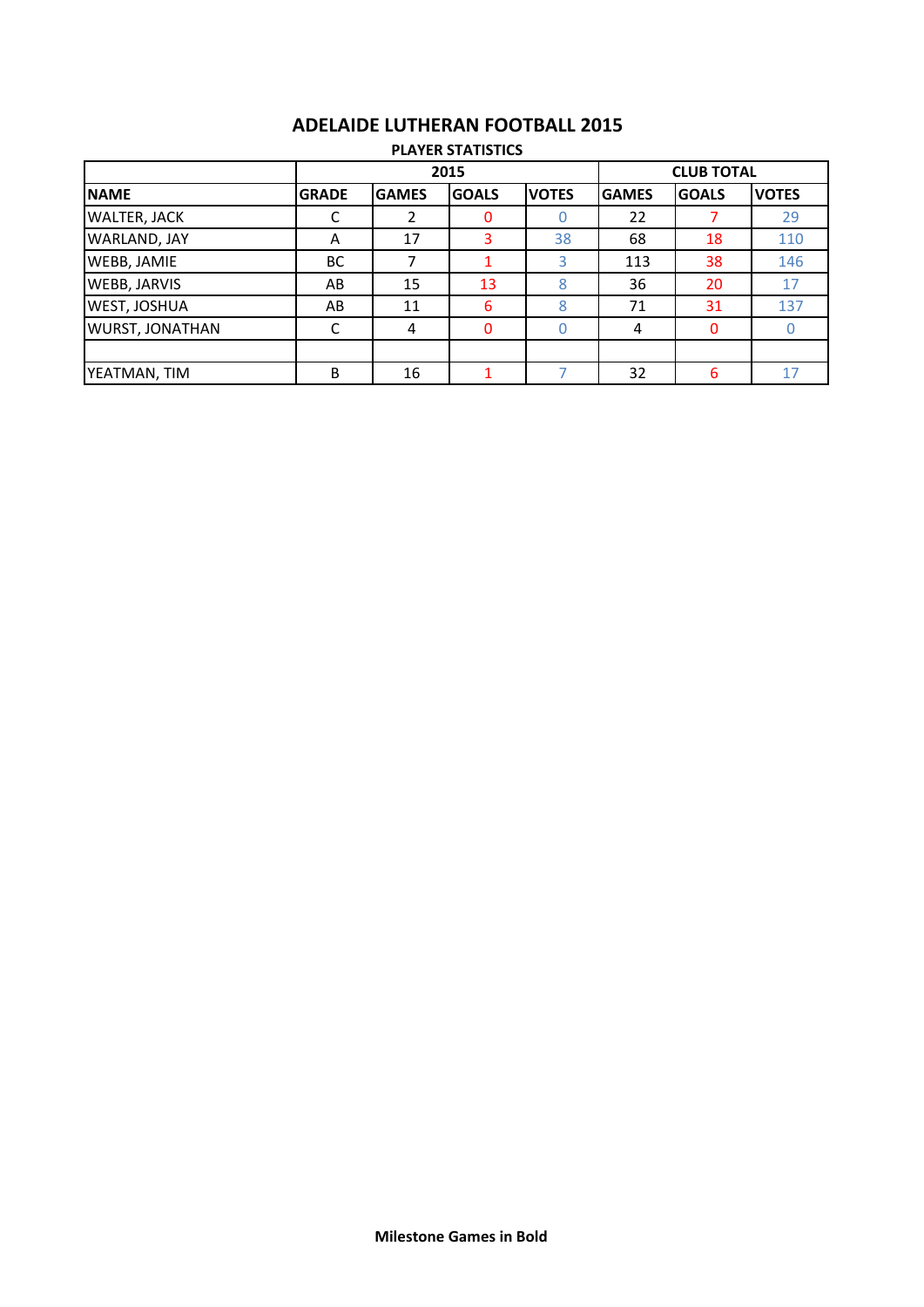# ADELAIDE LUTHERAN FOOTBALL 2015

### PLAYER STATISTICS

| | 2015 | | | | CLUB TOTAL | | |
|---|---|---|---|---|---|---|---|
| **NAME** | **GRADE** | **GAMES** | **GOALS** | **VOTES** | **GAMES** | **GOALS** | **VOTES** |
| WALTER, JACK | C | 2 | 0 | 0 | 22 | 7 | 29 |
| WARLAND, JAY | A | 17 | 3 | 38 | 68 | 18 | 110 |
| WEBB, JAMIE | BC | 7 | 1 | 3 | 113 | 38 | 146 |
| WEBB, JARVIS | AB | 15 | 13 | 8 | 36 | 20 | 17 |
| WEST, JOSHUA | AB | 11 | 6 | 8 | 71 | 31 | 137 |
| WURST, JONATHAN | C | 4 | 0 | 0 | 4 | 0 | 0 |
| | | | | | | | |
| YEATMAN, TIM | B | 16 | 1 | 7 | 32 | 6 | 17 |

**Milestone Games in Bold**